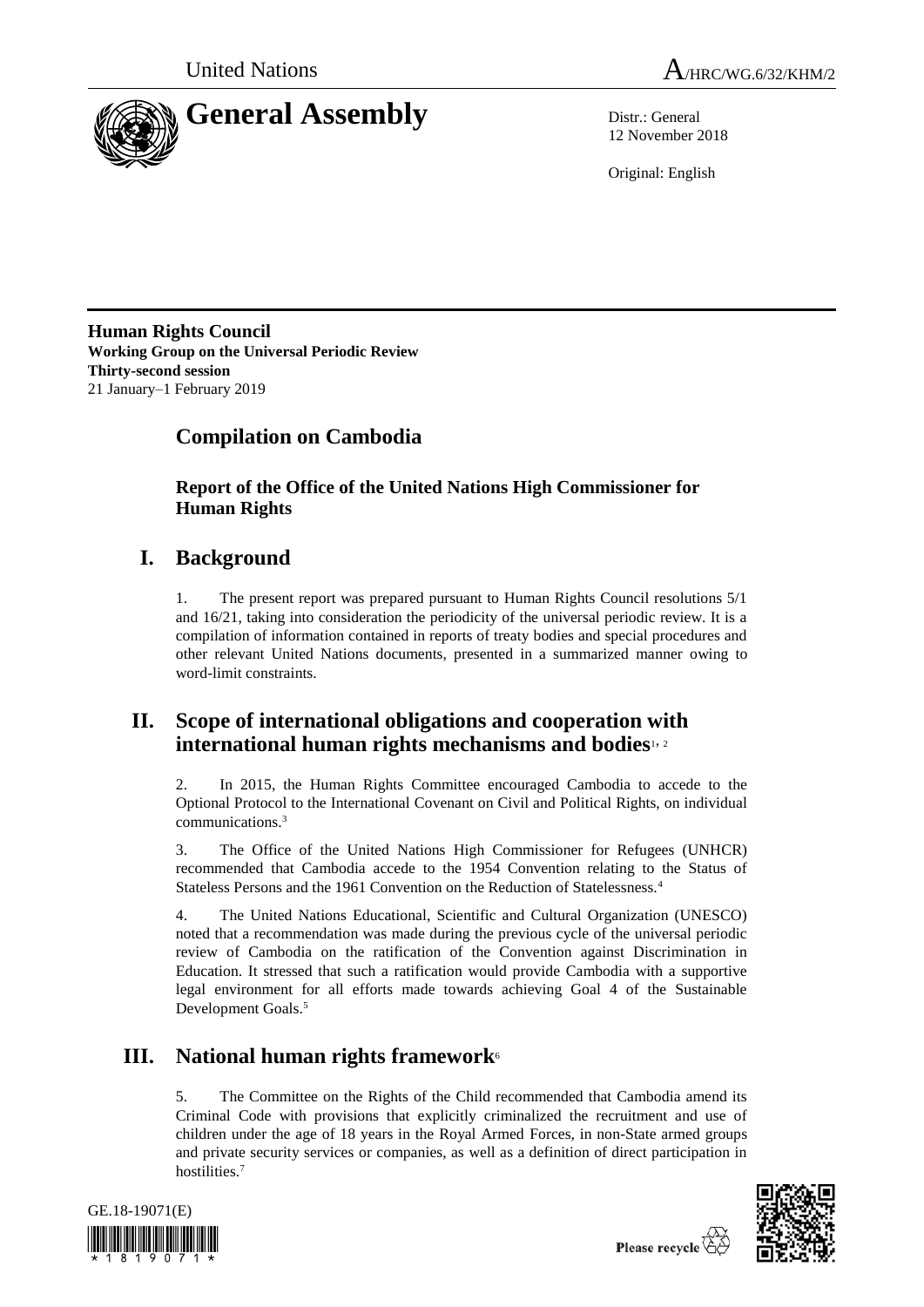United Nations

A/HRC/WG.6/32/KHM/2

# General Assembly

Distr.: General
12 November 2018

Original: English

**Human Rights Council**
**Working Group on the Universal Periodic Review**
**Thirty-second session**
21 January–1 February 2019

# Compilation on Cambodia

## Report of the Office of the United Nations High Commissioner for Human Rights

## I. Background

1. The present report was prepared pursuant to Human Rights Council resolutions 5/1 and 16/21, taking into consideration the periodicity of the universal periodic review. It is a compilation of information contained in reports of treaty bodies and special procedures and other relevant United Nations documents, presented in a summarized manner owing to word-limit constraints.

## II. Scope of international obligations and cooperation with international human rights mechanisms and bodies[1, 2]

2. In 2015, the Human Rights Committee encouraged Cambodia to accede to the Optional Protocol to the International Covenant on Civil and Political Rights, on individual communications.[3]

3. The Office of the United Nations High Commissioner for Refugees (UNHCR) recommended that Cambodia accede to the 1954 Convention relating to the Status of Stateless Persons and the 1961 Convention on the Reduction of Statelessness.[4]

4. The United Nations Educational, Scientific and Cultural Organization (UNESCO) noted that a recommendation was made during the previous cycle of the universal periodic review of Cambodia on the ratification of the Convention against Discrimination in Education. It stressed that such a ratification would provide Cambodia with a supportive legal environment for all efforts made towards achieving Goal 4 of the Sustainable Development Goals.[5]

## III. National human rights framework[6]

5. The Committee on the Rights of the Child recommended that Cambodia amend its Criminal Code with provisions that explicitly criminalized the recruitment and use of children under the age of 18 years in the Royal Armed Forces, in non-State armed groups and private security services or companies, as well as a definition of direct participation in hostilities.[7]

GE.18-19071(E)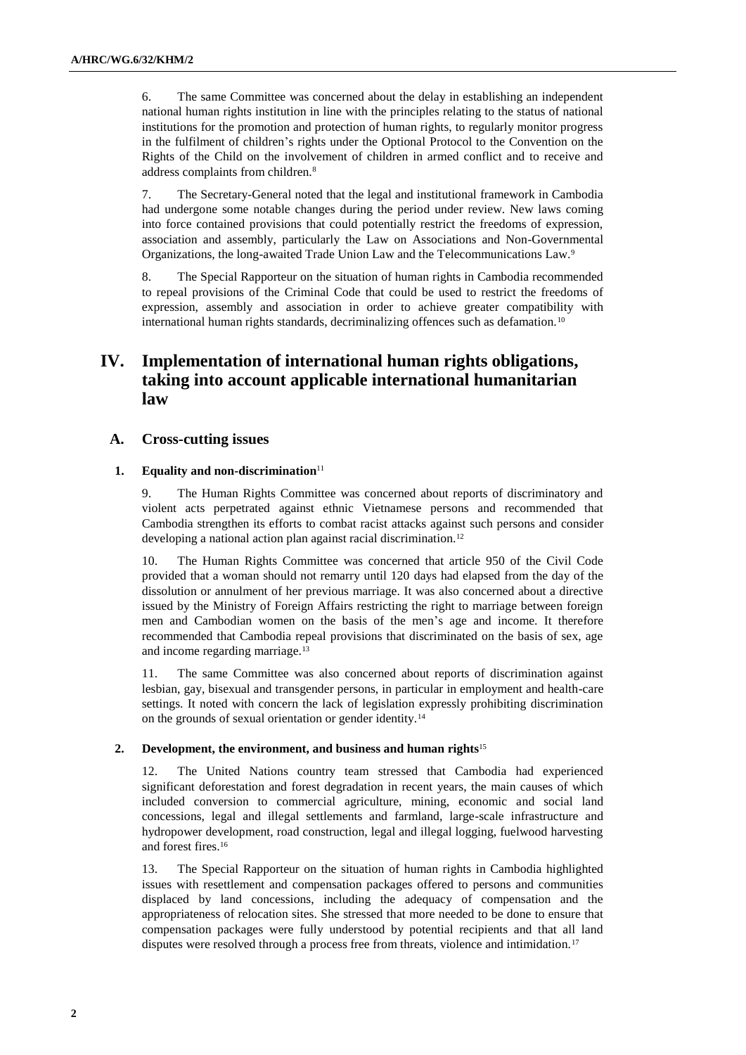6. The same Committee was concerned about the delay in establishing an independent national human rights institution in line with the principles relating to the status of national institutions for the promotion and protection of human rights, to regularly monitor progress in the fulfilment of children's rights under the Optional Protocol to the Convention on the Rights of the Child on the involvement of children in armed conflict and to receive and address complaints from children.[8]

7. The Secretary-General noted that the legal and institutional framework in Cambodia had undergone some notable changes during the period under review. New laws coming into force contained provisions that could potentially restrict the freedoms of expression, association and assembly, particularly the Law on Associations and Non-Governmental Organizations, the long-awaited Trade Union Law and the Telecommunications Law.[9]

8. The Special Rapporteur on the situation of human rights in Cambodia recommended to repeal provisions of the Criminal Code that could be used to restrict the freedoms of expression, assembly and association in order to achieve greater compatibility with international human rights standards, decriminalizing offences such as defamation.[10]

# IV. Implementation of international human rights obligations, taking into account applicable international humanitarian law

## A. Cross-cutting issues

### 1. Equality and non-discrimination[11]

9. The Human Rights Committee was concerned about reports of discriminatory and violent acts perpetrated against ethnic Vietnamese persons and recommended that Cambodia strengthen its efforts to combat racist attacks against such persons and consider developing a national action plan against racial discrimination.[12]

10. The Human Rights Committee was concerned that article 950 of the Civil Code provided that a woman should not remarry until 120 days had elapsed from the day of the dissolution or annulment of her previous marriage. It was also concerned about a directive issued by the Ministry of Foreign Affairs restricting the right to marriage between foreign men and Cambodian women on the basis of the men's age and income. It therefore recommended that Cambodia repeal provisions that discriminated on the basis of sex, age and income regarding marriage.[13]

11. The same Committee was also concerned about reports of discrimination against lesbian, gay, bisexual and transgender persons, in particular in employment and health-care settings. It noted with concern the lack of legislation expressly prohibiting discrimination on the grounds of sexual orientation or gender identity.[14]

### 2. Development, the environment, and business and human rights[15]

12. The United Nations country team stressed that Cambodia had experienced significant deforestation and forest degradation in recent years, the main causes of which included conversion to commercial agriculture, mining, economic and social land concessions, legal and illegal settlements and farmland, large-scale infrastructure and hydropower development, road construction, legal and illegal logging, fuelwood harvesting and forest fires.[16]

13. The Special Rapporteur on the situation of human rights in Cambodia highlighted issues with resettlement and compensation packages offered to persons and communities displaced by land concessions, including the adequacy of compensation and the appropriateness of relocation sites. She stressed that more needed to be done to ensure that compensation packages were fully understood by potential recipients and that all land disputes were resolved through a process free from threats, violence and intimidation.[17]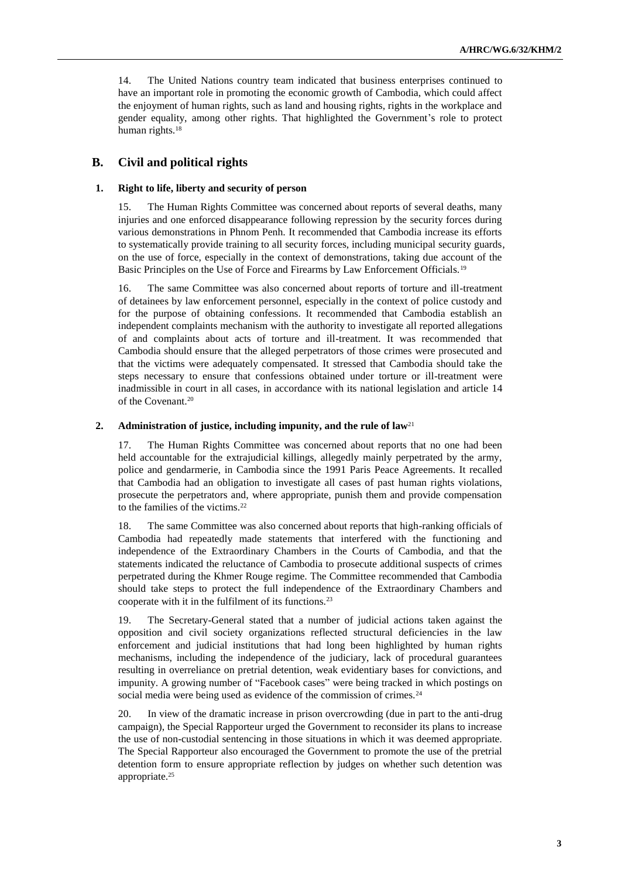14. The United Nations country team indicated that business enterprises continued to have an important role in promoting the economic growth of Cambodia, which could affect the enjoyment of human rights, such as land and housing rights, rights in the workplace and gender equality, among other rights. That highlighted the Government's role to protect human rights.[18]

## B. Civil and political rights

### 1. Right to life, liberty and security of person

15. The Human Rights Committee was concerned about reports of several deaths, many injuries and one enforced disappearance following repression by the security forces during various demonstrations in Phnom Penh. It recommended that Cambodia increase its efforts to systematically provide training to all security forces, including municipal security guards, on the use of force, especially in the context of demonstrations, taking due account of the Basic Principles on the Use of Force and Firearms by Law Enforcement Officials.[19]

16. The same Committee was also concerned about reports of torture and ill-treatment of detainees by law enforcement personnel, especially in the context of police custody and for the purpose of obtaining confessions. It recommended that Cambodia establish an independent complaints mechanism with the authority to investigate all reported allegations of and complaints about acts of torture and ill-treatment. It was recommended that Cambodia should ensure that the alleged perpetrators of those crimes were prosecuted and that the victims were adequately compensated. It stressed that Cambodia should take the steps necessary to ensure that confessions obtained under torture or ill-treatment were inadmissible in court in all cases, in accordance with its national legislation and article 14 of the Covenant.[20]

### 2. Administration of justice, including impunity, and the rule of law[21]

17. The Human Rights Committee was concerned about reports that no one had been held accountable for the extrajudicial killings, allegedly mainly perpetrated by the army, police and gendarmerie, in Cambodia since the 1991 Paris Peace Agreements. It recalled that Cambodia had an obligation to investigate all cases of past human rights violations, prosecute the perpetrators and, where appropriate, punish them and provide compensation to the families of the victims.[22]

18. The same Committee was also concerned about reports that high-ranking officials of Cambodia had repeatedly made statements that interfered with the functioning and independence of the Extraordinary Chambers in the Courts of Cambodia, and that the statements indicated the reluctance of Cambodia to prosecute additional suspects of crimes perpetrated during the Khmer Rouge regime. The Committee recommended that Cambodia should take steps to protect the full independence of the Extraordinary Chambers and cooperate with it in the fulfilment of its functions.[23]

19. The Secretary-General stated that a number of judicial actions taken against the opposition and civil society organizations reflected structural deficiencies in the law enforcement and judicial institutions that had long been highlighted by human rights mechanisms, including the independence of the judiciary, lack of procedural guarantees resulting in overreliance on pretrial detention, weak evidentiary bases for convictions, and impunity. A growing number of "Facebook cases" were being tracked in which postings on social media were being used as evidence of the commission of crimes.[24]

20. In view of the dramatic increase in prison overcrowding (due in part to the anti-drug campaign), the Special Rapporteur urged the Government to reconsider its plans to increase the use of non-custodial sentencing in those situations in which it was deemed appropriate. The Special Rapporteur also encouraged the Government to promote the use of the pretrial detention form to ensure appropriate reflection by judges on whether such detention was appropriate.[25]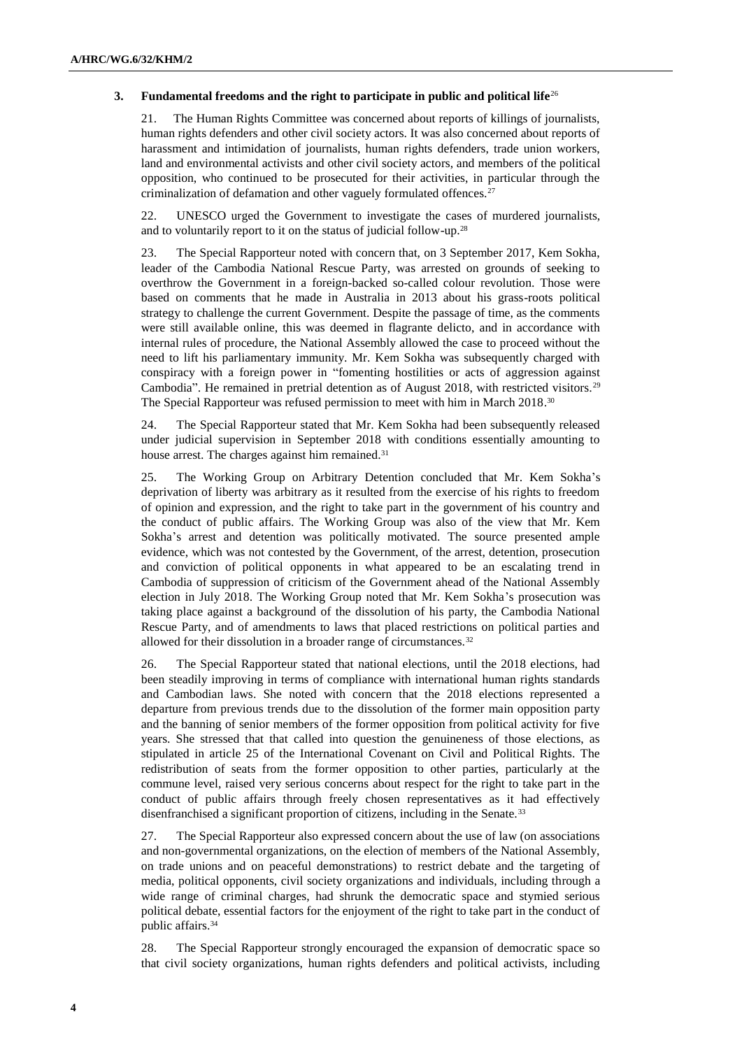### 3. Fundamental freedoms and the right to participate in public and political life[26]

21. The Human Rights Committee was concerned about reports of killings of journalists, human rights defenders and other civil society actors. It was also concerned about reports of harassment and intimidation of journalists, human rights defenders, trade union workers, land and environmental activists and other civil society actors, and members of the political opposition, who continued to be prosecuted for their activities, in particular through the criminalization of defamation and other vaguely formulated offences.[27]

22. UNESCO urged the Government to investigate the cases of murdered journalists, and to voluntarily report to it on the status of judicial follow-up.[28]

23. The Special Rapporteur noted with concern that, on 3 September 2017, Kem Sokha, leader of the Cambodia National Rescue Party, was arrested on grounds of seeking to overthrow the Government in a foreign-backed so-called colour revolution. Those were based on comments that he made in Australia in 2013 about his grass-roots political strategy to challenge the current Government. Despite the passage of time, as the comments were still available online, this was deemed in flagrante delicto, and in accordance with internal rules of procedure, the National Assembly allowed the case to proceed without the need to lift his parliamentary immunity. Mr. Kem Sokha was subsequently charged with conspiracy with a foreign power in "fomenting hostilities or acts of aggression against Cambodia". He remained in pretrial detention as of August 2018, with restricted visitors.[29] The Special Rapporteur was refused permission to meet with him in March 2018.[30]

24. The Special Rapporteur stated that Mr. Kem Sokha had been subsequently released under judicial supervision in September 2018 with conditions essentially amounting to house arrest. The charges against him remained.[31]

25. The Working Group on Arbitrary Detention concluded that Mr. Kem Sokha's deprivation of liberty was arbitrary as it resulted from the exercise of his rights to freedom of opinion and expression, and the right to take part in the government of his country and the conduct of public affairs. The Working Group was also of the view that Mr. Kem Sokha's arrest and detention was politically motivated. The source presented ample evidence, which was not contested by the Government, of the arrest, detention, prosecution and conviction of political opponents in what appeared to be an escalating trend in Cambodia of suppression of criticism of the Government ahead of the National Assembly election in July 2018. The Working Group noted that Mr. Kem Sokha's prosecution was taking place against a background of the dissolution of his party, the Cambodia National Rescue Party, and of amendments to laws that placed restrictions on political parties and allowed for their dissolution in a broader range of circumstances.[32]

26. The Special Rapporteur stated that national elections, until the 2018 elections, had been steadily improving in terms of compliance with international human rights standards and Cambodian laws. She noted with concern that the 2018 elections represented a departure from previous trends due to the dissolution of the former main opposition party and the banning of senior members of the former opposition from political activity for five years. She stressed that that called into question the genuineness of those elections, as stipulated in article 25 of the International Covenant on Civil and Political Rights. The redistribution of seats from the former opposition to other parties, particularly at the commune level, raised very serious concerns about respect for the right to take part in the conduct of public affairs through freely chosen representatives as it had effectively disenfranchised a significant proportion of citizens, including in the Senate.[33]

27. The Special Rapporteur also expressed concern about the use of law (on associations and non-governmental organizations, on the election of members of the National Assembly, on trade unions and on peaceful demonstrations) to restrict debate and the targeting of media, political opponents, civil society organizations and individuals, including through a wide range of criminal charges, had shrunk the democratic space and stymied serious political debate, essential factors for the enjoyment of the right to take part in the conduct of public affairs.[34]

28. The Special Rapporteur strongly encouraged the expansion of democratic space so that civil society organizations, human rights defenders and political activists, including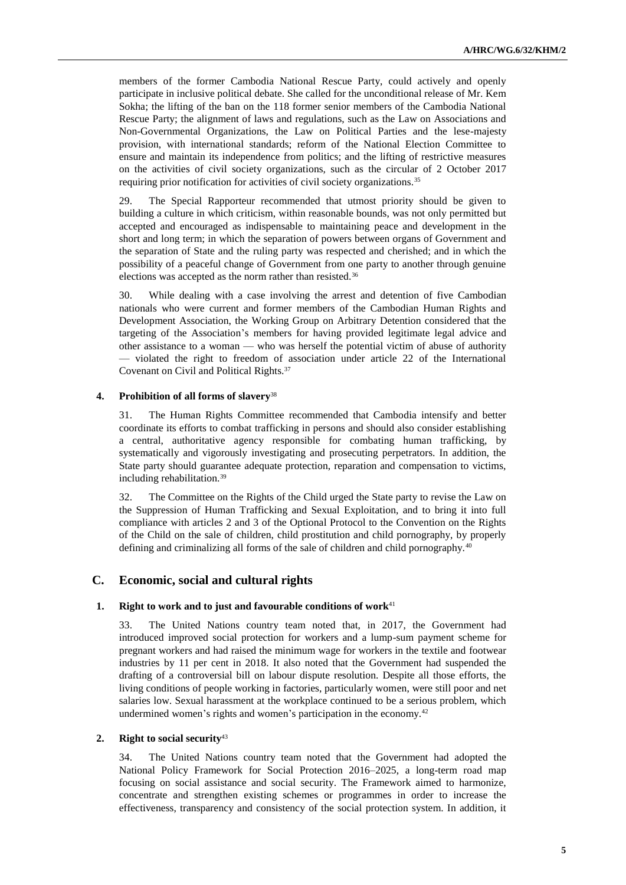members of the former Cambodia National Rescue Party, could actively and openly participate in inclusive political debate. She called for the unconditional release of Mr. Kem Sokha; the lifting of the ban on the 118 former senior members of the Cambodia National Rescue Party; the alignment of laws and regulations, such as the Law on Associations and Non-Governmental Organizations, the Law on Political Parties and the lese-majesty provision, with international standards; reform of the National Election Committee to ensure and maintain its independence from politics; and the lifting of restrictive measures on the activities of civil society organizations, such as the circular of 2 October 2017 requiring prior notification for activities of civil society organizations.[35]

29. The Special Rapporteur recommended that utmost priority should be given to building a culture in which criticism, within reasonable bounds, was not only permitted but accepted and encouraged as indispensable to maintaining peace and development in the short and long term; in which the separation of powers between organs of Government and the separation of State and the ruling party was respected and cherished; and in which the possibility of a peaceful change of Government from one party to another through genuine elections was accepted as the norm rather than resisted.[36]

30. While dealing with a case involving the arrest and detention of five Cambodian nationals who were current and former members of the Cambodian Human Rights and Development Association, the Working Group on Arbitrary Detention considered that the targeting of the Association's members for having provided legitimate legal advice and other assistance to a woman — who was herself the potential victim of abuse of authority — violated the right to freedom of association under article 22 of the International Covenant on Civil and Political Rights.[37]

#### 4. Prohibition of all forms of slavery[38]

31. The Human Rights Committee recommended that Cambodia intensify and better coordinate its efforts to combat trafficking in persons and should also consider establishing a central, authoritative agency responsible for combating human trafficking, by systematically and vigorously investigating and prosecuting perpetrators. In addition, the State party should guarantee adequate protection, reparation and compensation to victims, including rehabilitation.[39]

32. The Committee on the Rights of the Child urged the State party to revise the Law on the Suppression of Human Trafficking and Sexual Exploitation, and to bring it into full compliance with articles 2 and 3 of the Optional Protocol to the Convention on the Rights of the Child on the sale of children, child prostitution and child pornography, by properly defining and criminalizing all forms of the sale of children and child pornography.[40]

## C. Economic, social and cultural rights

#### 1. Right to work and to just and favourable conditions of work[41]

33. The United Nations country team noted that, in 2017, the Government had introduced improved social protection for workers and a lump-sum payment scheme for pregnant workers and had raised the minimum wage for workers in the textile and footwear industries by 11 per cent in 2018. It also noted that the Government had suspended the drafting of a controversial bill on labour dispute resolution. Despite all those efforts, the living conditions of people working in factories, particularly women, were still poor and net salaries low. Sexual harassment at the workplace continued to be a serious problem, which undermined women's rights and women's participation in the economy.[42]

#### 2. Right to social security[43]

34. The United Nations country team noted that the Government had adopted the National Policy Framework for Social Protection 2016–2025, a long-term road map focusing on social assistance and social security. The Framework aimed to harmonize, concentrate and strengthen existing schemes or programmes in order to increase the effectiveness, transparency and consistency of the social protection system. In addition, it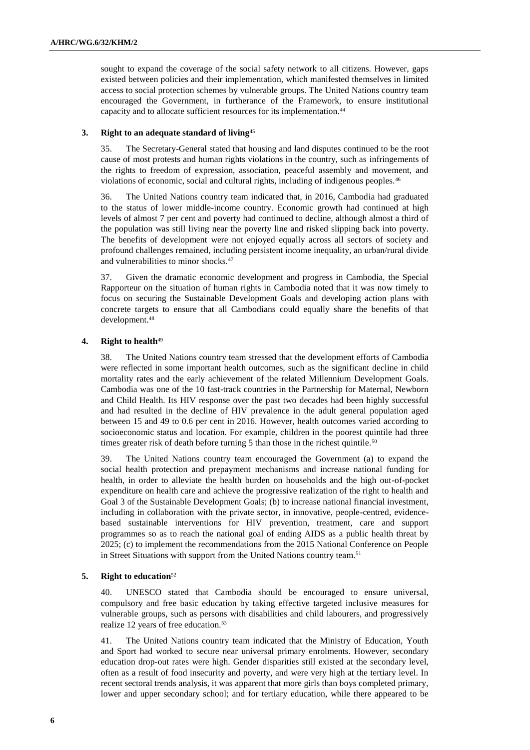sought to expand the coverage of the social safety network to all citizens. However, gaps existed between policies and their implementation, which manifested themselves in limited access to social protection schemes by vulnerable groups. The United Nations country team encouraged the Government, in furtherance of the Framework, to ensure institutional capacity and to allocate sufficient resources for its implementation.[44]

### 3. Right to an adequate standard of living[45]

35. The Secretary-General stated that housing and land disputes continued to be the root cause of most protests and human rights violations in the country, such as infringements of the rights to freedom of expression, association, peaceful assembly and movement, and violations of economic, social and cultural rights, including of indigenous peoples.[46]

36. The United Nations country team indicated that, in 2016, Cambodia had graduated to the status of lower middle-income country. Economic growth had continued at high levels of almost 7 per cent and poverty had continued to decline, although almost a third of the population was still living near the poverty line and risked slipping back into poverty. The benefits of development were not enjoyed equally across all sectors of society and profound challenges remained, including persistent income inequality, an urban/rural divide and vulnerabilities to minor shocks.[47]

37. Given the dramatic economic development and progress in Cambodia, the Special Rapporteur on the situation of human rights in Cambodia noted that it was now timely to focus on securing the Sustainable Development Goals and developing action plans with concrete targets to ensure that all Cambodians could equally share the benefits of that development.[48]

### 4. Right to health[49]

38. The United Nations country team stressed that the development efforts of Cambodia were reflected in some important health outcomes, such as the significant decline in child mortality rates and the early achievement of the related Millennium Development Goals. Cambodia was one of the 10 fast-track countries in the Partnership for Maternal, Newborn and Child Health. Its HIV response over the past two decades had been highly successful and had resulted in the decline of HIV prevalence in the adult general population aged between 15 and 49 to 0.6 per cent in 2016. However, health outcomes varied according to socioeconomic status and location. For example, children in the poorest quintile had three times greater risk of death before turning 5 than those in the richest quintile.[50]

39. The United Nations country team encouraged the Government (a) to expand the social health protection and prepayment mechanisms and increase national funding for health, in order to alleviate the health burden on households and the high out-of-pocket expenditure on health care and achieve the progressive realization of the right to health and Goal 3 of the Sustainable Development Goals; (b) to increase national financial investment, including in collaboration with the private sector, in innovative, people-centred, evidence-based sustainable interventions for HIV prevention, treatment, care and support programmes so as to reach the national goal of ending AIDS as a public health threat by 2025; (c) to implement the recommendations from the 2015 National Conference on People in Street Situations with support from the United Nations country team.[51]

### 5. Right to education[52]

40. UNESCO stated that Cambodia should be encouraged to ensure universal, compulsory and free basic education by taking effective targeted inclusive measures for vulnerable groups, such as persons with disabilities and child labourers, and progressively realize 12 years of free education.[53]

41. The United Nations country team indicated that the Ministry of Education, Youth and Sport had worked to secure near universal primary enrolments. However, secondary education drop-out rates were high. Gender disparities still existed at the secondary level, often as a result of food insecurity and poverty, and were very high at the tertiary level. In recent sectoral trends analysis, it was apparent that more girls than boys completed primary, lower and upper secondary school; and for tertiary education, while there appeared to be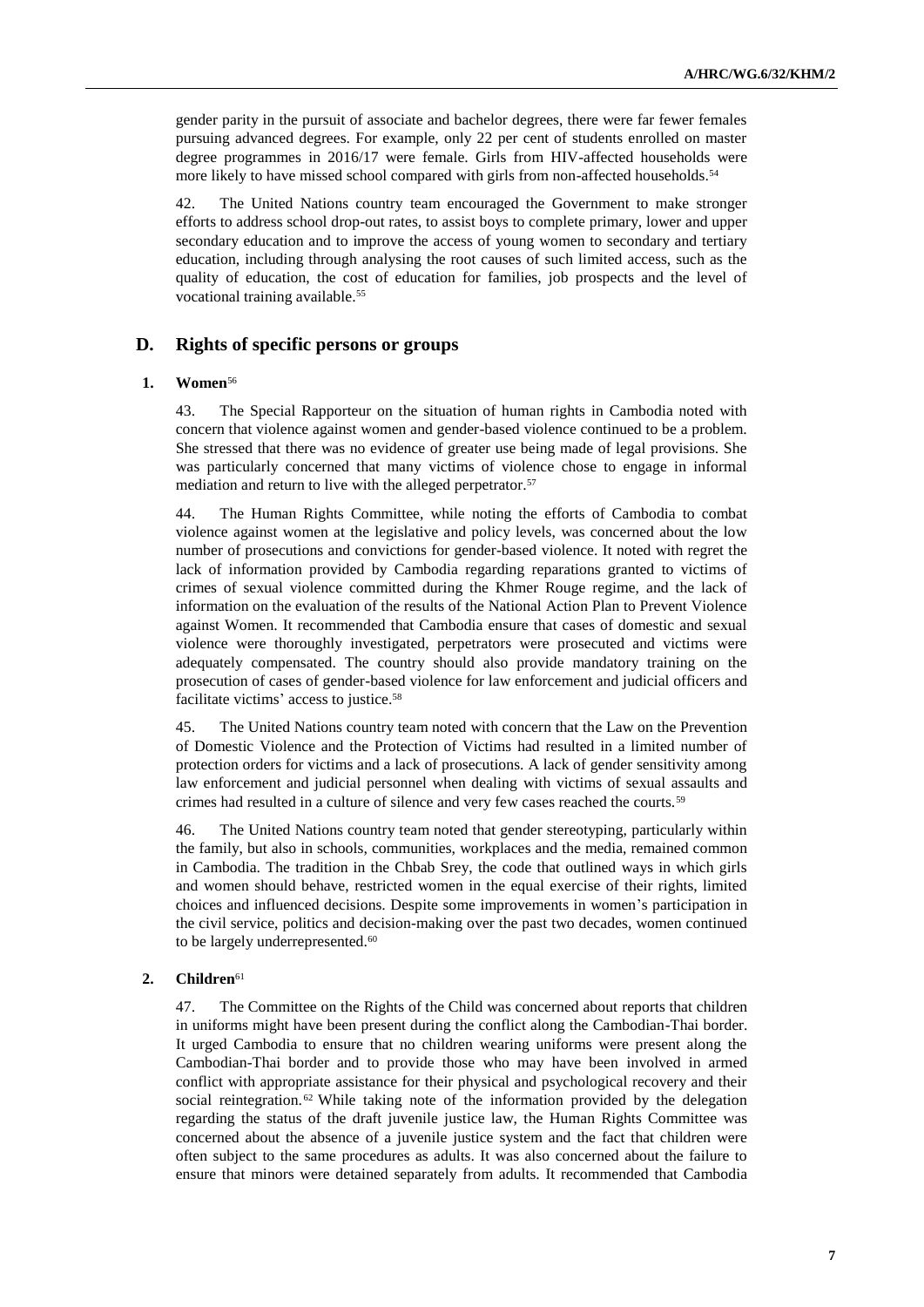gender parity in the pursuit of associate and bachelor degrees, there were far fewer females pursuing advanced degrees. For example, only 22 per cent of students enrolled on master degree programmes in 2016/17 were female. Girls from HIV-affected households were more likely to have missed school compared with girls from non-affected households.[54]

42. The United Nations country team encouraged the Government to make stronger efforts to address school drop-out rates, to assist boys to complete primary, lower and upper secondary education and to improve the access of young women to secondary and tertiary education, including through analysing the root causes of such limited access, such as the quality of education, the cost of education for families, job prospects and the level of vocational training available.[55]

## D. Rights of specific persons or groups

### 1. Women[56]

43. The Special Rapporteur on the situation of human rights in Cambodia noted with concern that violence against women and gender-based violence continued to be a problem. She stressed that there was no evidence of greater use being made of legal provisions. She was particularly concerned that many victims of violence chose to engage in informal mediation and return to live with the alleged perpetrator.[57]

44. The Human Rights Committee, while noting the efforts of Cambodia to combat violence against women at the legislative and policy levels, was concerned about the low number of prosecutions and convictions for gender-based violence. It noted with regret the lack of information provided by Cambodia regarding reparations granted to victims of crimes of sexual violence committed during the Khmer Rouge regime, and the lack of information on the evaluation of the results of the National Action Plan to Prevent Violence against Women. It recommended that Cambodia ensure that cases of domestic and sexual violence were thoroughly investigated, perpetrators were prosecuted and victims were adequately compensated. The country should also provide mandatory training on the prosecution of cases of gender-based violence for law enforcement and judicial officers and facilitate victims' access to justice.[58]

45. The United Nations country team noted with concern that the Law on the Prevention of Domestic Violence and the Protection of Victims had resulted in a limited number of protection orders for victims and a lack of prosecutions. A lack of gender sensitivity among law enforcement and judicial personnel when dealing with victims of sexual assaults and crimes had resulted in a culture of silence and very few cases reached the courts.[59]

46. The United Nations country team noted that gender stereotyping, particularly within the family, but also in schools, communities, workplaces and the media, remained common in Cambodia. The tradition in the Chbab Srey, the code that outlined ways in which girls and women should behave, restricted women in the equal exercise of their rights, limited choices and influenced decisions. Despite some improvements in women's participation in the civil service, politics and decision-making over the past two decades, women continued to be largely underrepresented.[60]

### 2. Children[61]

47. The Committee on the Rights of the Child was concerned about reports that children in uniforms might have been present during the conflict along the Cambodian-Thai border. It urged Cambodia to ensure that no children wearing uniforms were present along the Cambodian-Thai border and to provide those who may have been involved in armed conflict with appropriate assistance for their physical and psychological recovery and their social reintegration.[62] While taking note of the information provided by the delegation regarding the status of the draft juvenile justice law, the Human Rights Committee was concerned about the absence of a juvenile justice system and the fact that children were often subject to the same procedures as adults. It was also concerned about the failure to ensure that minors were detained separately from adults. It recommended that Cambodia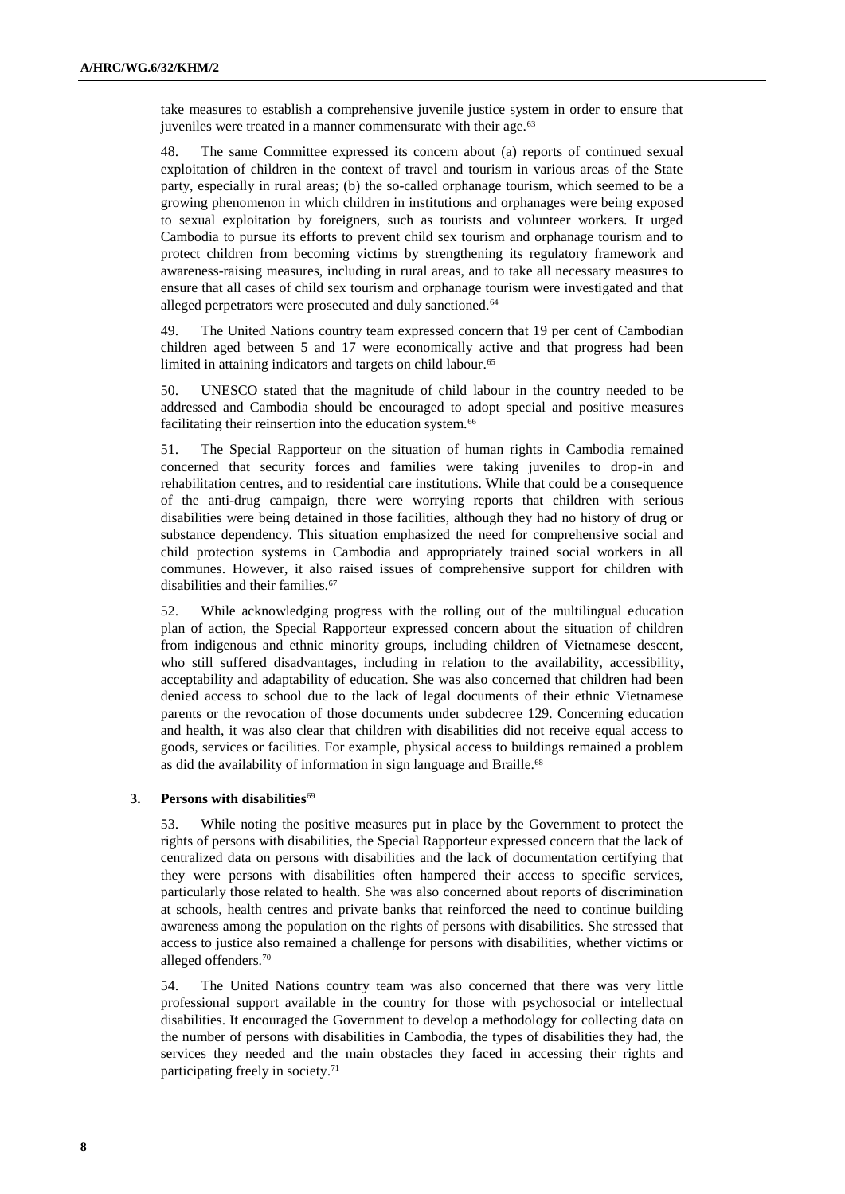take measures to establish a comprehensive juvenile justice system in order to ensure that juveniles were treated in a manner commensurate with their age.[63]

48. The same Committee expressed its concern about (a) reports of continued sexual exploitation of children in the context of travel and tourism in various areas of the State party, especially in rural areas; (b) the so-called orphanage tourism, which seemed to be a growing phenomenon in which children in institutions and orphanages were being exposed to sexual exploitation by foreigners, such as tourists and volunteer workers. It urged Cambodia to pursue its efforts to prevent child sex tourism and orphanage tourism and to protect children from becoming victims by strengthening its regulatory framework and awareness-raising measures, including in rural areas, and to take all necessary measures to ensure that all cases of child sex tourism and orphanage tourism were investigated and that alleged perpetrators were prosecuted and duly sanctioned.[64]

49. The United Nations country team expressed concern that 19 per cent of Cambodian children aged between 5 and 17 were economically active and that progress had been limited in attaining indicators and targets on child labour.[65]

50. UNESCO stated that the magnitude of child labour in the country needed to be addressed and Cambodia should be encouraged to adopt special and positive measures facilitating their reinsertion into the education system.[66]

51. The Special Rapporteur on the situation of human rights in Cambodia remained concerned that security forces and families were taking juveniles to drop-in and rehabilitation centres, and to residential care institutions. While that could be a consequence of the anti-drug campaign, there were worrying reports that children with serious disabilities were being detained in those facilities, although they had no history of drug or substance dependency. This situation emphasized the need for comprehensive social and child protection systems in Cambodia and appropriately trained social workers in all communes. However, it also raised issues of comprehensive support for children with disabilities and their families.[67]

52. While acknowledging progress with the rolling out of the multilingual education plan of action, the Special Rapporteur expressed concern about the situation of children from indigenous and ethnic minority groups, including children of Vietnamese descent, who still suffered disadvantages, including in relation to the availability, accessibility, acceptability and adaptability of education. She was also concerned that children had been denied access to school due to the lack of legal documents of their ethnic Vietnamese parents or the revocation of those documents under subdecree 129. Concerning education and health, it was also clear that children with disabilities did not receive equal access to goods, services or facilities. For example, physical access to buildings remained a problem as did the availability of information in sign language and Braille.[68]

### 3. Persons with disabilities[69]

53. While noting the positive measures put in place by the Government to protect the rights of persons with disabilities, the Special Rapporteur expressed concern that the lack of centralized data on persons with disabilities and the lack of documentation certifying that they were persons with disabilities often hampered their access to specific services, particularly those related to health. She was also concerned about reports of discrimination at schools, health centres and private banks that reinforced the need to continue building awareness among the population on the rights of persons with disabilities. She stressed that access to justice also remained a challenge for persons with disabilities, whether victims or alleged offenders.[70]

54. The United Nations country team was also concerned that there was very little professional support available in the country for those with psychosocial or intellectual disabilities. It encouraged the Government to develop a methodology for collecting data on the number of persons with disabilities in Cambodia, the types of disabilities they had, the services they needed and the main obstacles they faced in accessing their rights and participating freely in society.[71]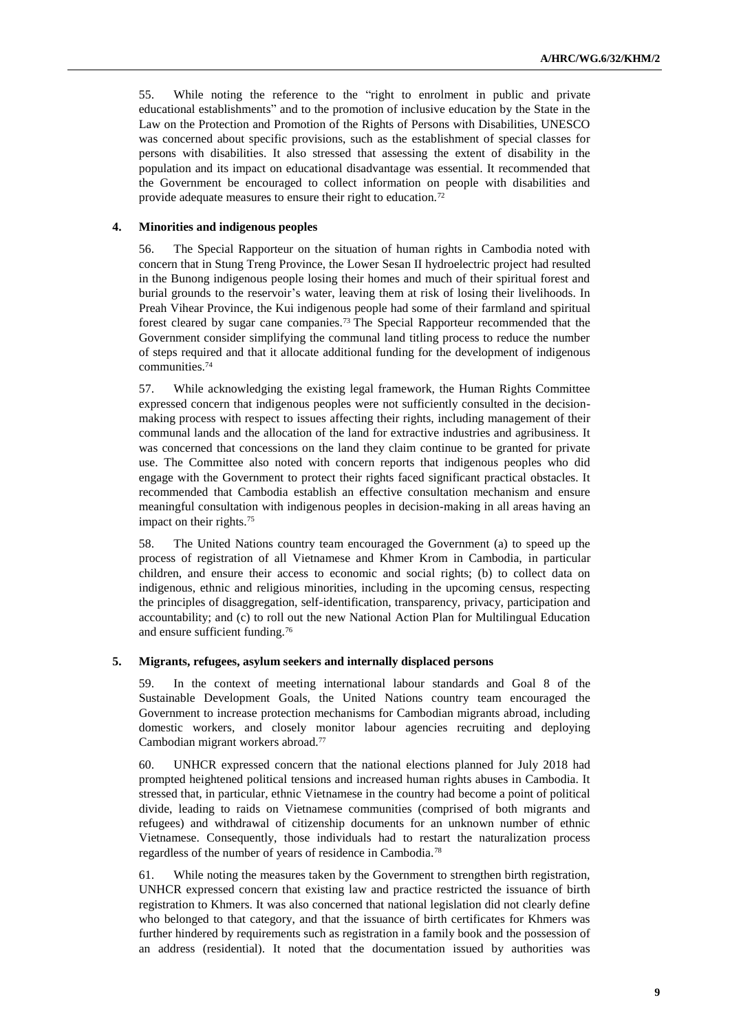55. While noting the reference to the "right to enrolment in public and private educational establishments" and to the promotion of inclusive education by the State in the Law on the Protection and Promotion of the Rights of Persons with Disabilities, UNESCO was concerned about specific provisions, such as the establishment of special classes for persons with disabilities. It also stressed that assessing the extent of disability in the population and its impact on educational disadvantage was essential. It recommended that the Government be encouraged to collect information on people with disabilities and provide adequate measures to ensure their right to education.[72]

### 4. Minorities and indigenous peoples

56. The Special Rapporteur on the situation of human rights in Cambodia noted with concern that in Stung Treng Province, the Lower Sesan II hydroelectric project had resulted in the Bunong indigenous people losing their homes and much of their spiritual forest and burial grounds to the reservoir's water, leaving them at risk of losing their livelihoods. In Preah Vihear Province, the Kui indigenous people had some of their farmland and spiritual forest cleared by sugar cane companies.[73] The Special Rapporteur recommended that the Government consider simplifying the communal land titling process to reduce the number of steps required and that it allocate additional funding for the development of indigenous communities.[74]

57. While acknowledging the existing legal framework, the Human Rights Committee expressed concern that indigenous peoples were not sufficiently consulted in the decision-making process with respect to issues affecting their rights, including management of their communal lands and the allocation of the land for extractive industries and agribusiness. It was concerned that concessions on the land they claim continue to be granted for private use. The Committee also noted with concern reports that indigenous peoples who did engage with the Government to protect their rights faced significant practical obstacles. It recommended that Cambodia establish an effective consultation mechanism and ensure meaningful consultation with indigenous peoples in decision-making in all areas having an impact on their rights.[75]

58. The United Nations country team encouraged the Government (a) to speed up the process of registration of all Vietnamese and Khmer Krom in Cambodia, in particular children, and ensure their access to economic and social rights; (b) to collect data on indigenous, ethnic and religious minorities, including in the upcoming census, respecting the principles of disaggregation, self-identification, transparency, privacy, participation and accountability; and (c) to roll out the new National Action Plan for Multilingual Education and ensure sufficient funding.[76]

### 5. Migrants, refugees, asylum seekers and internally displaced persons

59. In the context of meeting international labour standards and Goal 8 of the Sustainable Development Goals, the United Nations country team encouraged the Government to increase protection mechanisms for Cambodian migrants abroad, including domestic workers, and closely monitor labour agencies recruiting and deploying Cambodian migrant workers abroad.[77]

60. UNHCR expressed concern that the national elections planned for July 2018 had prompted heightened political tensions and increased human rights abuses in Cambodia. It stressed that, in particular, ethnic Vietnamese in the country had become a point of political divide, leading to raids on Vietnamese communities (comprised of both migrants and refugees) and withdrawal of citizenship documents for an unknown number of ethnic Vietnamese. Consequently, those individuals had to restart the naturalization process regardless of the number of years of residence in Cambodia.[78]

61. While noting the measures taken by the Government to strengthen birth registration, UNHCR expressed concern that existing law and practice restricted the issuance of birth registration to Khmers. It was also concerned that national legislation did not clearly define who belonged to that category, and that the issuance of birth certificates for Khmers was further hindered by requirements such as registration in a family book and the possession of an address (residential). It noted that the documentation issued by authorities was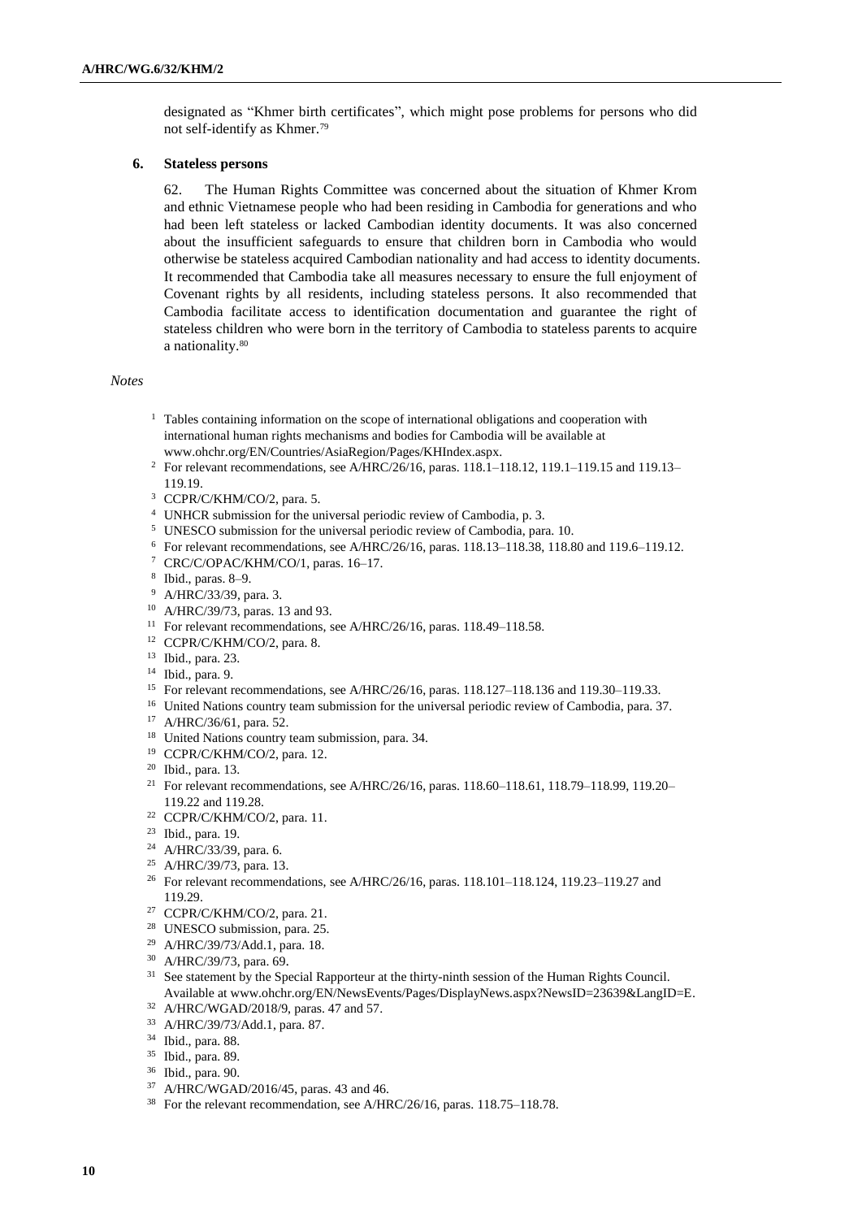designated as "Khmer birth certificates", which might pose problems for persons who did not self-identify as Khmer.[79]

### 6. Stateless persons

62. The Human Rights Committee was concerned about the situation of Khmer Krom and ethnic Vietnamese people who had been residing in Cambodia for generations and who had been left stateless or lacked Cambodian identity documents. It was also concerned about the insufficient safeguards to ensure that children born in Cambodia who would otherwise be stateless acquired Cambodian nationality and had access to identity documents. It recommended that Cambodia take all measures necessary to ensure the full enjoyment of Covenant rights by all residents, including stateless persons. It also recommended that Cambodia facilitate access to identification documentation and guarantee the right of stateless children who were born in the territory of Cambodia to stateless parents to acquire a nationality.[80]

*Notes*

[1] Tables containing information on the scope of international obligations and cooperation with international human rights mechanisms and bodies for Cambodia will be available at www.ohchr.org/EN/Countries/AsiaRegion/Pages/KHIndex.aspx.
[2] For relevant recommendations, see A/HRC/26/16, paras. 118.1–118.12, 119.1–119.15 and 119.13–119.19.
[3] CCPR/C/KHM/CO/2, para. 5.
[4] UNHCR submission for the universal periodic review of Cambodia, p. 3.
[5] UNESCO submission for the universal periodic review of Cambodia, para. 10.
[6] For relevant recommendations, see A/HRC/26/16, paras. 118.13–118.38, 118.80 and 119.6–119.12.
[7] CRC/C/OPAC/KHM/CO/1, paras. 16–17.
[8] Ibid., paras. 8–9.
[9] A/HRC/33/39, para. 3.
[10] A/HRC/39/73, paras. 13 and 93.
[11] For relevant recommendations, see A/HRC/26/16, paras. 118.49–118.58.
[12] CCPR/C/KHM/CO/2, para. 8.
[13] Ibid., para. 23.
[14] Ibid., para. 9.
[15] For relevant recommendations, see A/HRC/26/16, paras. 118.127–118.136 and 119.30–119.33.
[16] United Nations country team submission for the universal periodic review of Cambodia, para. 37.
[17] A/HRC/36/61, para. 52.
[18] United Nations country team submission, para. 34.
[19] CCPR/C/KHM/CO/2, para. 12.
[20] Ibid., para. 13.
[21] For relevant recommendations, see A/HRC/26/16, paras. 118.60–118.61, 118.79–118.99, 119.20–119.22 and 119.28.
[22] CCPR/C/KHM/CO/2, para. 11.
[23] Ibid., para. 19.
[24] A/HRC/33/39, para. 6.
[25] A/HRC/39/73, para. 13.
[26] For relevant recommendations, see A/HRC/26/16, paras. 118.101–118.124, 119.23–119.27 and 119.29.
[27] CCPR/C/KHM/CO/2, para. 21.
[28] UNESCO submission, para. 25.
[29] A/HRC/39/73/Add.1, para. 18.
[30] A/HRC/39/73, para. 69.
[31] See statement by the Special Rapporteur at the thirty-ninth session of the Human Rights Council. Available at www.ohchr.org/EN/NewsEvents/Pages/DisplayNews.aspx?NewsID=23639&LangID=E.
[32] A/HRC/WGAD/2018/9, paras. 47 and 57.
[33] A/HRC/39/73/Add.1, para. 87.
[34] Ibid., para. 88.
[35] Ibid., para. 89.
[36] Ibid., para. 90.
[37] A/HRC/WGAD/2016/45, paras. 43 and 46.
[38] For the relevant recommendation, see A/HRC/26/16, paras. 118.75–118.78.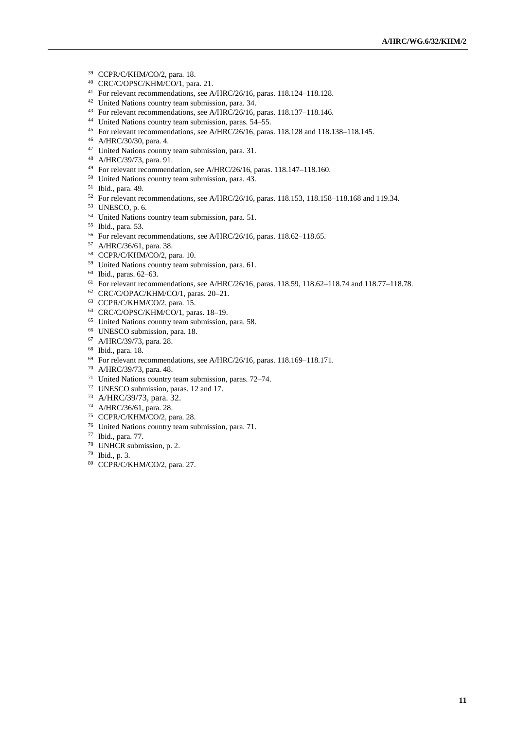[39] CCPR/C/KHM/CO/2, para. 18.

[40] CRC/C/OPSC/KHM/CO/1, para. 21.

[41] For relevant recommendations, see A/HRC/26/16, paras. 118.124–118.128.

[42] United Nations country team submission, para. 34.

[43] For relevant recommendations, see A/HRC/26/16, paras. 118.137–118.146.

[44] United Nations country team submission, paras. 54–55.

[45] For relevant recommendations, see A/HRC/26/16, paras. 118.128 and 118.138–118.145.

[46] A/HRC/30/30, para. 4.

[47] United Nations country team submission, para. 31.

[48] A/HRC/39/73, para. 91.

[49] For relevant recommendation, see A/HRC/26/16, paras. 118.147–118.160.

[50] United Nations country team submission, para. 43.

[51] Ibid., para. 49.

[52] For relevant recommendations, see A/HRC/26/16, paras. 118.153, 118.158–118.168 and 119.34.

[53] UNESCO, p. 6.

[54] United Nations country team submission, para. 51.

[55] Ibid., para. 53.

[56] For relevant recommendations, see A/HRC/26/16, paras. 118.62–118.65.

[57] A/HRC/36/61, para. 38.

[58] CCPR/C/KHM/CO/2, para. 10.

[59] United Nations country team submission, para. 61.

[60] Ibid., paras. 62–63.

[61] For relevant recommendations, see A/HRC/26/16, paras. 118.59, 118.62–118.74 and 118.77–118.78.

[62] CRC/C/OPAC/KHM/CO/1, paras. 20–21.

[63] CCPR/C/KHM/CO/2, para. 15.

[64] CRC/C/OPSC/KHM/CO/1, paras. 18–19.

[65] United Nations country team submission, para. 58.

[66] UNESCO submission, para. 18.

[67] A/HRC/39/73, para. 28.

[68] Ibid., para. 18.

[69] For relevant recommendations, see A/HRC/26/16, paras. 118.169–118.171.

[70] A/HRC/39/73, para. 48.

[71] United Nations country team submission, paras. 72–74.

[72] UNESCO submission, paras. 12 and 17.

[73] A/HRC/39/73, para. 32.

[74] A/HRC/36/61, para. 28.

[75] CCPR/C/KHM/CO/2, para. 28.

[76] United Nations country team submission, para. 71.

[77] Ibid., para. 77.

[78] UNHCR submission, p. 2.

[79] Ibid., p. 3.

[80] CCPR/C/KHM/CO/2, para. 27.